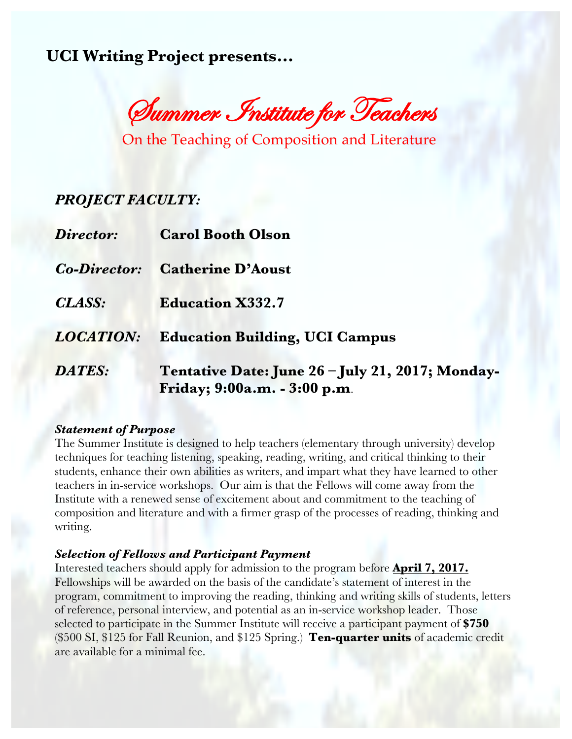**UCI Writing Project presents…**

# Summer Institute for Teachers

## On the Teaching of Composition and Literature

***PROJECT FACULTY:***

***Director:*** **Carol Booth Olson**

***Co-Director:*** **Catherine D'Aoust**

***CLASS:*** **Education X332.7**

***LOCATION:*** **Education Building, UCI Campus**

***DATES:*** **Tentative Date: June 26 – July 21, 2017; Monday-Friday; 9:00a.m. - 3:00 p.m.**

***Statement of Purpose***

The Summer Institute is designed to help teachers (elementary through university) develop techniques for teaching listening, speaking, reading, writing, and critical thinking to their students, enhance their own abilities as writers, and impart what they have learned to other teachers in in-service workshops. Our aim is that the Fellows will come away from the Institute with a renewed sense of excitement about and commitment to the teaching of composition and literature and with a firmer grasp of the processes of reading, thinking and writing.

***Selection of Fellows and Participant Payment***

Interested teachers should apply for admission to the program before **April 7, 2017.** Fellowships will be awarded on the basis of the candidate's statement of interest in the program, commitment to improving the reading, thinking and writing skills of students, letters of reference, personal interview, and potential as an in-service workshop leader. Those selected to participate in the Summer Institute will receive a participant payment of **$750** ($500 SI, $125 for Fall Reunion, and $125 Spring.) **Ten-quarter units** of academic credit are available for a minimal fee.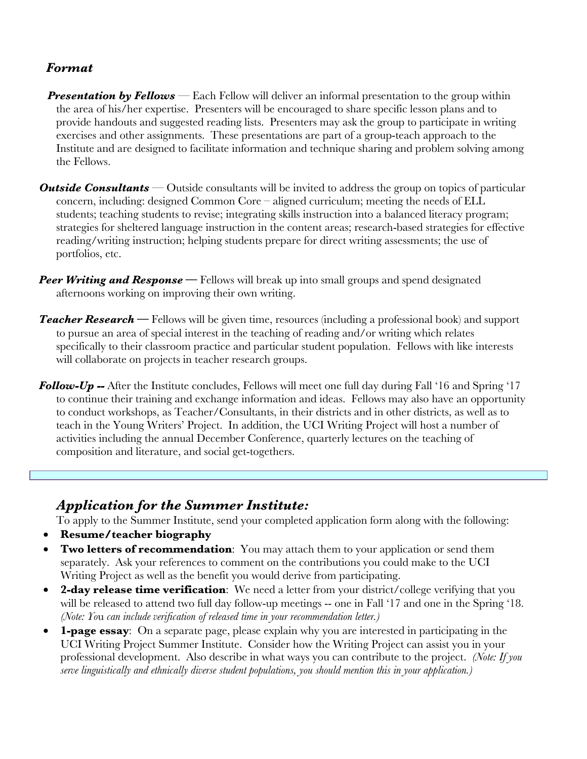## *Format*

***Presentation by Fellows*** — Each Fellow will deliver an informal presentation to the group within the area of his/her expertise. Presenters will be encouraged to share specific lesson plans and to provide handouts and suggested reading lists. Presenters may ask the group to participate in writing exercises and other assignments. These presentations are part of a group-teach approach to the Institute and are designed to facilitate information and technique sharing and problem solving among the Fellows.

***Outside Consultants*** — Outside consultants will be invited to address the group on topics of particular concern, including: designed Common Core – aligned curriculum; meeting the needs of ELL students; teaching students to revise; integrating skills instruction into a balanced literacy program; strategies for sheltered language instruction in the content areas; research-based strategies for effective reading/writing instruction; helping students prepare for direct writing assessments; the use of portfolios, etc.

***Peer Writing and Response*** — Fellows will break up into small groups and spend designated afternoons working on improving their own writing.

***Teacher Research*** — Fellows will be given time, resources (including a professional book) and support to pursue an area of special interest in the teaching of reading and/or writing which relates specifically to their classroom practice and particular student population. Fellows with like interests will collaborate on projects in teacher research groups.

***Follow-Up --*** After the Institute concludes, Fellows will meet one full day during Fall '16 and Spring '17 to continue their training and exchange information and ideas. Fellows may also have an opportunity to conduct workshops, as Teacher/Consultants, in their districts and in other districts, as well as to teach in the Young Writers' Project. In addition, the UCI Writing Project will host a number of activities including the annual December Conference, quarterly lectures on the teaching of composition and literature, and social get-togethers.

---

## *Application for the Summer Institute:*

To apply to the Summer Institute, send your completed application form along with the following:

- **Resume/teacher biography**
- **Two letters of recommendation**: You may attach them to your application or send them separately. Ask your references to comment on the contributions you could make to the UCI Writing Project as well as the benefit you would derive from participating.
- **2-day release time verification**: We need a letter from your district/college verifying that you will be released to attend two full day follow-up meetings -- one in Fall '17 and one in the Spring '18. *(Note: You can include verification of released time in your recommendation letter.)*
- **1-page essay**: On a separate page, please explain why you are interested in participating in the UCI Writing Project Summer Institute. Consider how the Writing Project can assist you in your professional development. Also describe in what ways you can contribute to the project. *(Note: If you serve linguistically and ethnically diverse student populations, you should mention this in your application.)*